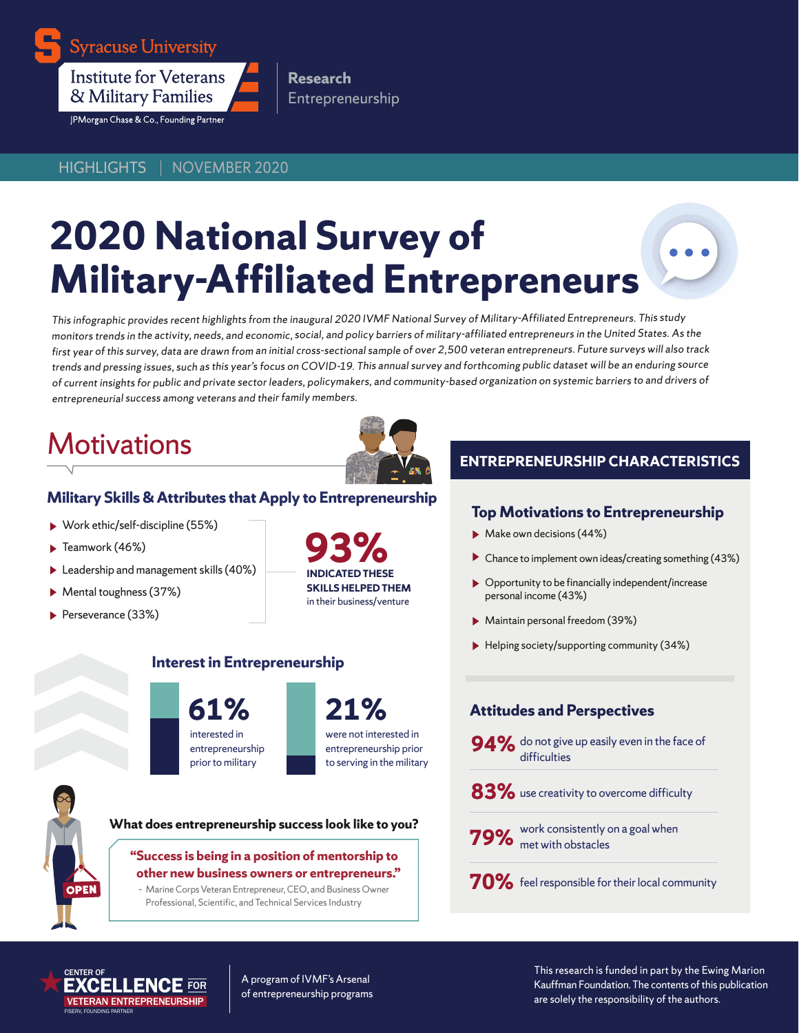Syracuse University

Institute for Veterans & Military Families

JPMorgan Chase & Co., Founding Partner

**Research** Entrepreneurship

HIGHLIGHTS | NOVEMBER 2020

# 2020 National Survey of Military-Affiliated Entrepreneurs

*This infographic provides recent highlights from the inaugural 2020 IVMF National Survey of Military-Affiliated Entrepreneurs. This study monitors trends in the activity, needs, and economic, social, and policy barriers of military-affiliated entrepreneurs in the United States. As the first year of this survey, data are drawn from an initial cross-sectional sample of over 2,500 veteran entrepreneurs. Future surveys will also track trends and pressing issues, such as this year's focus on COVID-19. This annual survey and forthcoming public dataset will be an enduring source of current insights for public and private sector leaders, policymakers, and community-based organization on systemic barriers to and drivers of entrepreneurial success among veterans and their family members.*

## Motivations

### Military Skills & Attributes that Apply to Entrepreneurship

- Work ethic/self-discipline (55%)
- Teamwork (46%)
- Leadership and management skills (40%)
- Mental toughness (37%)
- Perseverance (33%)

**93%** **INDICATED THESE SKILLS HELPED THEM** in their business/venture

### Interest in Entrepreneurship

**61%** interested in entrepreneurship prior to military

**21%** were not interested in entrepreneurship prior to serving in the military

### What does entrepreneurship success look like to you?

> **"Success is being in a position of mentorship to other new business owners or entrepreneurs."**
>
> - Marine Corps Veteran Entrepreneur, CEO, and Business Owner Professional, Scientific, and Technical Services Industry

## ENTREPRENEURSHIP CHARACTERISTICS

### Top Motivations to Entrepreneurship

- Make own decisions (44%)
- Chance to implement own ideas/creating something (43%)
- Opportunity to be financially independent/increase personal income (43%)
- Maintain personal freedom (39%)
- Helping society/supporting community (34%)

### Attitudes and Perspectives

**94%** do not give up easily even in the face of difficulties

**83%** use creativity to overcome difficulty

**79%** work consistently on a goal when met with obstacles

**70%** feel responsible for their local community

CENTER OF EXCELLENCE FOR VETERAN ENTREPRENEURSHIP — FISERV, FOUNDING PARTNER

A program of IVMF's Arsenal of entrepreneurship programs

This research is funded in part by the Ewing Marion Kauffman Foundation. The contents of this publication are solely the responsibility of the authors.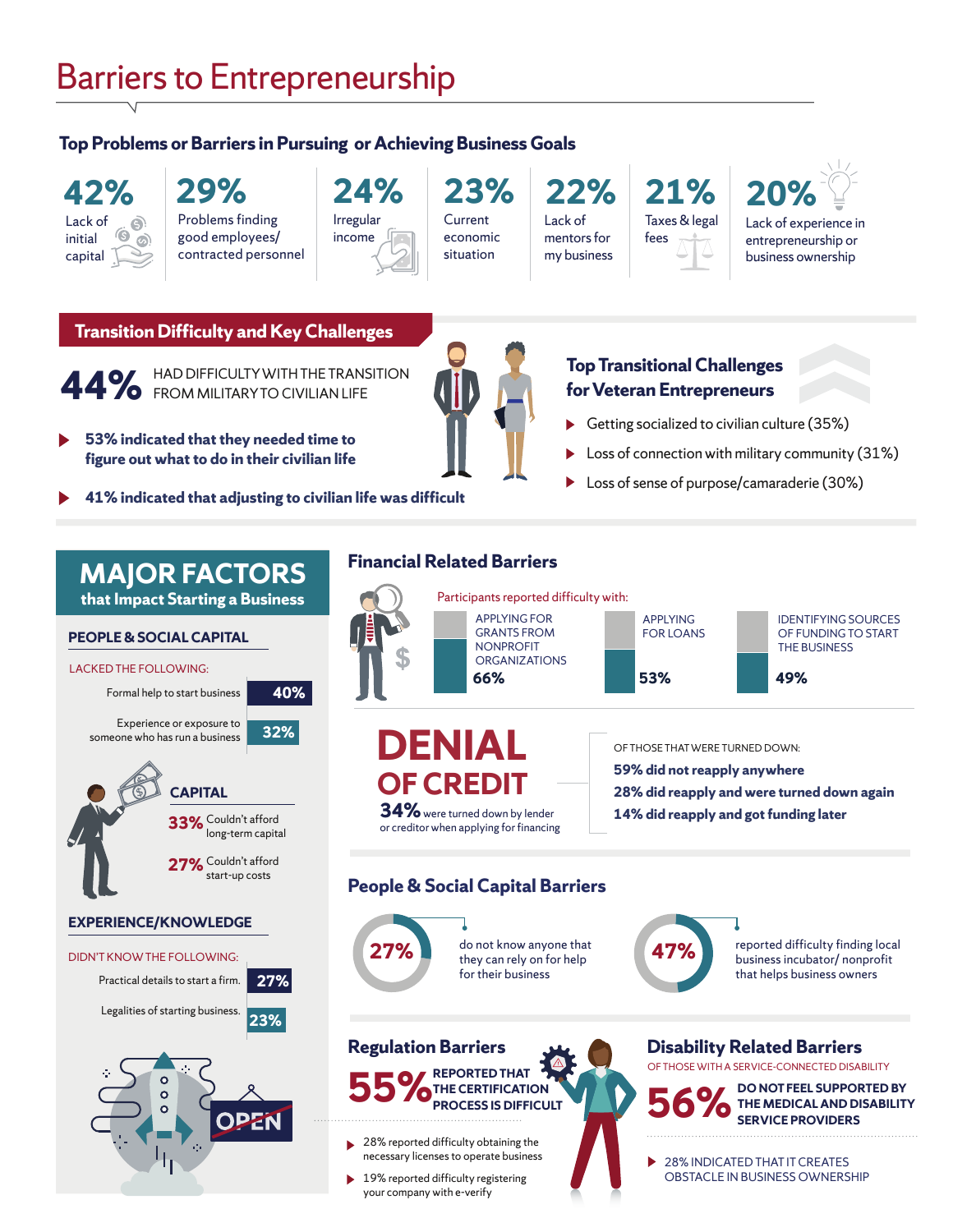# Barriers to Entrepreneurship

## Top Problems or Barriers in Pursuing or Achieving Business Goals

- **42%** Lack of initial capital
- **29%** Problems finding good employees/ contracted personnel
- **24%** Irregular income
- **23%** Current economic situation
- **22%** Lack of mentors for my business
- **21%** Taxes & legal fees
- **20%** Lack of experience in entrepreneurship or business ownership

## Transition Difficulty and Key Challenges

**44%** HAD DIFFICULTY WITH THE TRANSITION FROM MILITARY TO CIVILIAN LIFE

- **53% indicated that they needed time to figure out what to do in their civilian life**
- **41% indicated that adjusting to civilian life was difficult**

### Top Transitional Challenges for Veteran Entrepreneurs

- Getting socialized to civilian culture (35%)
- Loss of connection with military community (31%)
- Loss of sense of purpose/camaraderie (30%)

## MAJOR FACTORS that Impact Starting a Business

### PEOPLE & SOCIAL CAPITAL

LACKED THE FOLLOWING:

| | |
|---|---|
| Formal help to start business | 40% |
| Experience or exposure to someone who has run a business | 32% |

### CAPITAL

- **33%** Couldn't afford long-term capital
- **27%** Couldn't afford start-up costs

### EXPERIENCE/KNOWLEDGE

DIDN'T KNOW THE FOLLOWING:

| | |
|---|---|
| Practical details to start a firm. | 27% |
| Legalities of starting business. | 23% |

OPEN

## Financial Related Barriers

Participants reported difficulty with:

| APPLYING FOR GRANTS FROM NONPROFIT ORGANIZATIONS | APPLYING FOR LOANS | IDENTIFYING SOURCES OF FUNDING TO START THE BUSINESS |
|---|---|---|
| 66% | 53% | 49% |

### DENIAL OF CREDIT

**34%** were turned down by lender or creditor when applying for financing

OF THOSE THAT WERE TURNED DOWN:

- **59% did not reapply anywhere**
- **28% did reapply and were turned down again**
- **14% did reapply and got funding later**

## People & Social Capital Barriers

- **27%** do not know anyone that they can rely on for help for their business
- **47%** reported difficulty finding local business incubator/ nonprofit that helps business owners

## Regulation Barriers

**55%** REPORTED THAT THE CERTIFICATION PROCESS IS DIFFICULT

- 28% reported difficulty obtaining the necessary licenses to operate business
- 19% reported difficulty registering your company with e-verify

## Disability Related Barriers

OF THOSE WITH A SERVICE-CONNECTED DISABILITY

**56%** DO NOT FEEL SUPPORTED BY THE MEDICAL AND DISABILITY SERVICE PROVIDERS

- 28% INDICATED THAT IT CREATES OBSTACLE IN BUSINESS OWNERSHIP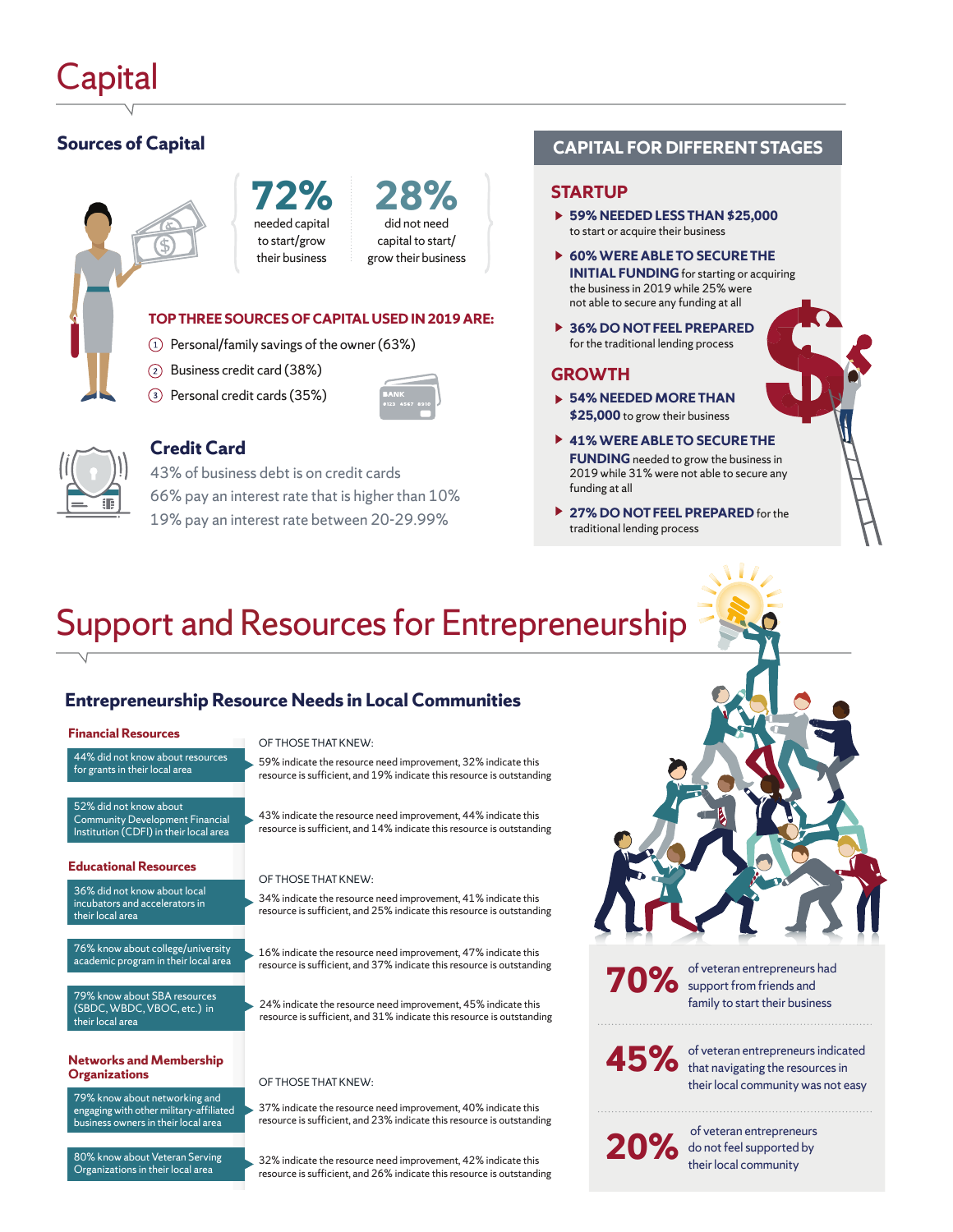# Capital

## Sources of Capital

**72%** needed capital to start/grow their business

**28%** did not need capital to start/grow their business

**TOP THREE SOURCES OF CAPITAL USED IN 2019 ARE:**

1. Personal/family savings of the owner (63%)
2. Business credit card (38%)
3. Personal credit cards (35%)

### Credit Card

43% of business debt is on credit cards

66% pay an interest rate that is higher than 10%

19% pay an interest rate between 20-29.99%

## CAPITAL FOR DIFFERENT STAGES

### STARTUP

- **59% NEEDED LESS THAN $25,000** to start or acquire their business
- **60% WERE ABLE TO SECURE THE INITIAL FUNDING** for starting or acquiring the business in 2019 while 25% were not able to secure any funding at all
- **36% DO NOT FEEL PREPARED** for the traditional lending process

### GROWTH

- **54% NEEDED MORE THAN $25,000** to grow their business
- **41% WERE ABLE TO SECURE THE FUNDING** needed to grow the business in 2019 while 31% were not able to secure any funding at all
- **27% DO NOT FEEL PREPARED** for the traditional lending process

# Support and Resources for Entrepreneurship

## Entrepreneurship Resource Needs in Local Communities

### Financial Resources

OF THOSE THAT KNEW:

| Awareness | Of those that knew |
|---|---|
| 44% did not know about resources for grants in their local area | 59% indicate the resource need improvement, 32% indicate this resource is sufficient, and 19% indicate this resource is outstanding |
| 52% did not know about Community Development Financial Institution (CDFI) in their local area | 43% indicate the resource need improvement, 44% indicate this resource is sufficient, and 14% indicate this resource is outstanding |

### Educational Resources

OF THOSE THAT KNEW:

| Awareness | Of those that knew |
|---|---|
| 36% did not know about local incubators and accelerators in their local area | 34% indicate the resource need improvement, 41% indicate this resource is sufficient, and 25% indicate this resource is outstanding |
| 76% know about college/university academic program in their local area | 16% indicate the resource need improvement, 47% indicate this resource is sufficient, and 37% indicate this resource is outstanding |
| 79% know about SBA resources (SBDC, WBDC, VBOC, etc.) in their local area | 24% indicate the resource need improvement, 45% indicate this resource is sufficient, and 31% indicate this resource is outstanding |

### Networks and Membership Organizations

OF THOSE THAT KNEW:

| Awareness | Of those that knew |
|---|---|
| 79% know about networking and engaging with other military-affiliated business owners in their local area | 37% indicate the resource need improvement, 40% indicate this resource is sufficient, and 23% indicate this resource is outstanding |
| 80% know about Veteran Serving Organizations in their local area | 32% indicate the resource need improvement, 42% indicate this resource is sufficient, and 26% indicate this resource is outstanding |

**70%** of veteran entrepreneurs had support from friends and family to start their business

**45%** of veteran entrepreneurs indicated that navigating the resources in their local community was not easy

**20%** of veteran entrepreneurs do not feel supported by their local community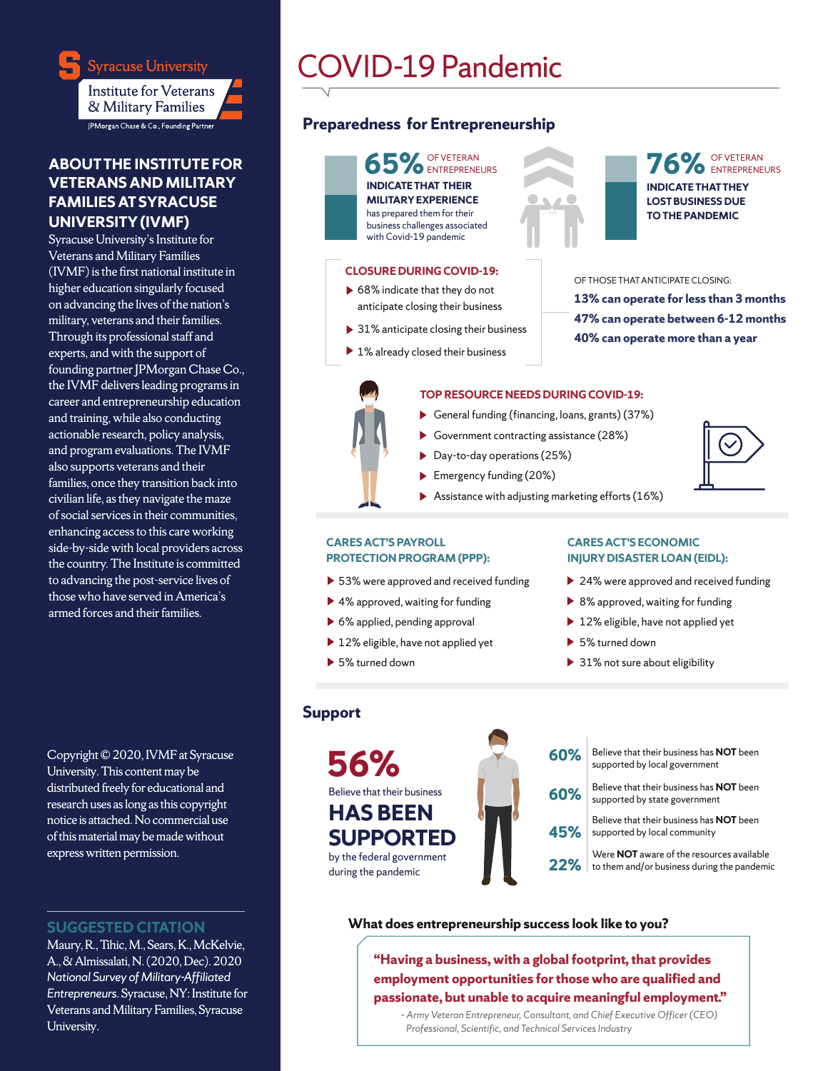Syracuse University

Institute for Veterans & Military Families

JPMorgan Chase & Co., Founding Partner

## ABOUT THE INSTITUTE FOR VETERANS AND MILITARY FAMILIES AT SYRACUSE UNIVERSITY (IVMF)

Syracuse University's Institute for Veterans and Military Families (IVMF) is the first national institute in higher education singularly focused on advancing the lives of the nation's military, veterans and their families. Through its professional staff and experts, and with the support of founding partner JPMorgan Chase Co., the IVMF delivers leading programs in career and entrepreneurship education and training, while also conducting actionable research, policy analysis, and program evaluations. The IVMF also supports veterans and their families, once they transition back into civilian life, as they navigate the maze of social services in their communities, enhancing access to this care working side-by-side with local providers across the country. The Institute is committed to advancing the post-service lives of those who have served in America's armed forces and their families.

Copyright © 2020, IVMF at Syracuse University. This content may be distributed freely for educational and research uses as long as this copyright notice is attached. No commercial use of this material may be made without express written permission.

## SUGGESTED CITATION

Maury, R., Tihic, M., Sears, K., McKelvie, A., & Almissalati, N. (2020, Dec). 2020 *National Survey of Military-Affiliated Entrepreneurs*. Syracuse, NY: Institute for Veterans and Military Families, Syracuse University.

# COVID-19 Pandemic

## Preparedness for Entrepreneurship

**65%** OF VETERAN ENTREPRENEURS

**INDICATE THAT THEIR MILITARY EXPERIENCE** has prepared them for their business challenges associated with Covid-19 pandemic

**76%** OF VETERAN ENTREPRENEURS

**INDICATE THAT THEY LOST BUSINESS DUE TO THE PANDEMIC**

### CLOSURE DURING COVID-19:

- 68% indicate that they do not anticipate closing their business
- 31% anticipate closing their business
- 1% already closed their business

OF THOSE THAT ANTICIPATE CLOSING:

**13% can operate for less than 3 months**
**47% can operate between 6-12 months**
**40% can operate more than a year**

### TOP RESOURCE NEEDS DURING COVID-19:

- General funding (financing, loans, grants) (37%)
- Government contracting assistance (28%)
- Day-to-day operations (25%)
- Emergency funding (20%)
- Assistance with adjusting marketing efforts (16%)

### CARES ACT'S PAYROLL PROTECTION PROGRAM (PPP):

- 53% were approved and received funding
- 4% approved, waiting for funding
- 6% applied, pending approval
- 12% eligible, have not applied yet
- 5% turned down

### CARES ACT'S ECONOMIC INJURY DISASTER LOAN (EIDL):

- 24% were approved and received funding
- 8% approved, waiting for funding
- 12% eligible, have not applied yet
- 5% turned down
- 31% not sure about eligibility

## Support

**56%**

Believe that their business

**HAS BEEN SUPPORTED**

by the federal government during the pandemic

**60%** Believe that their business has **NOT** been supported by local government

**60%** Believe that their business has **NOT** been supported by state government

**45%** Believe that their business has **NOT** been supported by local community

**22%** Were **NOT** aware of the resources available to them and/or business during the pandemic

### What does entrepreneurship success look like to you?

**"Having a business, with a global footprint, that provides employment opportunities for those who are qualified and passionate, but unable to acquire meaningful employment."**

*- Army Veteran Entrepreneur, Consultant, and Chief Executive Officer (CEO) Professional, Scientific, and Technical Services Industry*